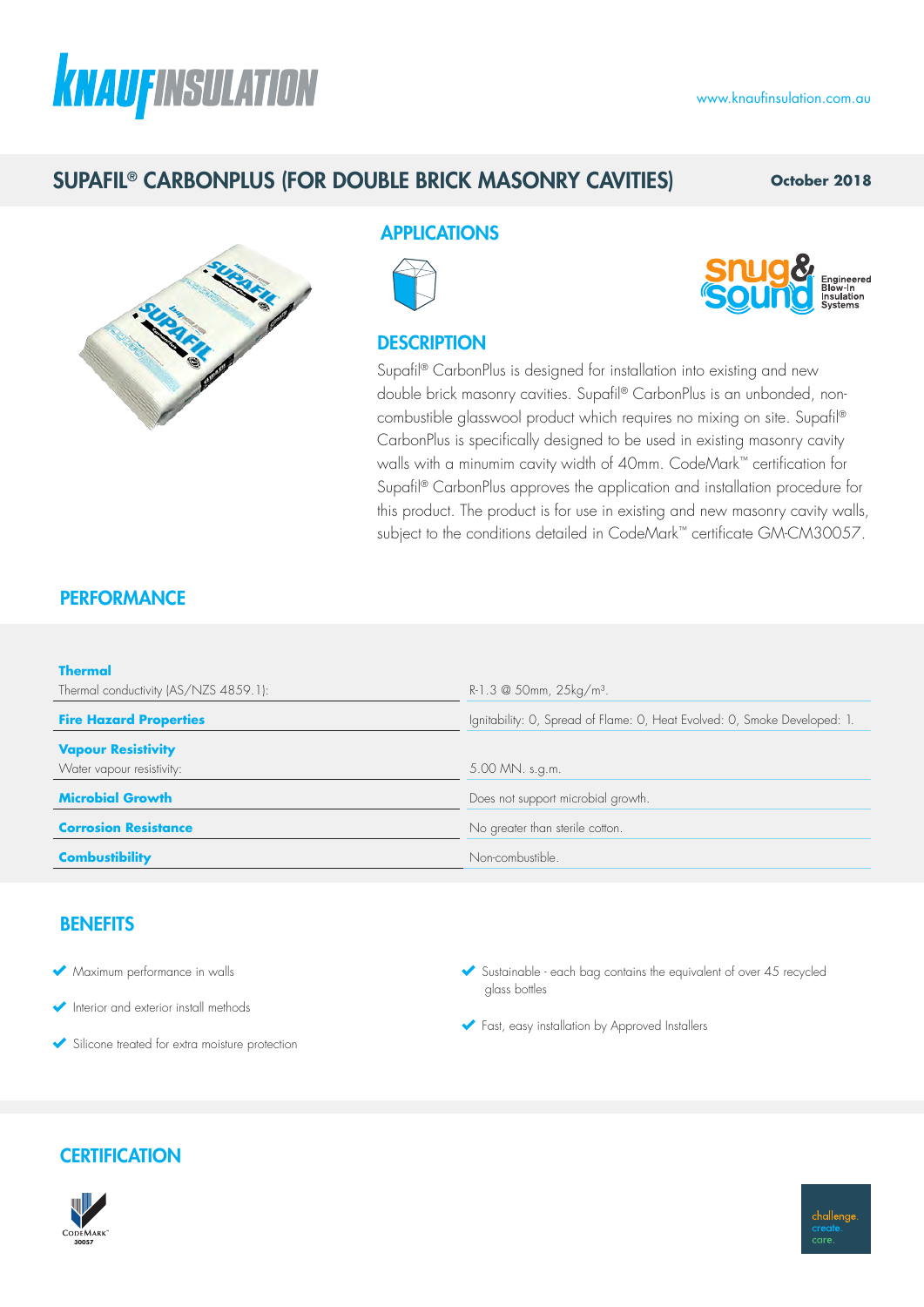# SUPAFIL® CARBONPLUS (FOR DOUBLE BRICK MASONRY CAVITIES)

**October 2018**

## APPLICATIONS

## DESCRIPTION

Supafil® CarbonPlus is designed for installation into existing and new double brick masonry cavities. Supafil® CarbonPlus is an unbonded, non-combustible glasswool product which requires no mixing on site. Supafil® CarbonPlus is specifically designed to be used in existing masonry cavity walls with a minumim cavity width of 40mm. CodeMark™ certification for Supafil® CarbonPlus approves the application and installation procedure for this product. The product is for use in existing and new masonry cavity walls, subject to the conditions detailed in CodeMark™ certificate GM-CM30057.

## PERFORMANCE

| | |
|---|---|
| **Thermal**<br>Thermal conductivity (AS/NZS 4859.1): | R-1.3 @ 50mm, 25kg/m³. |
| **Fire Hazard Properties** | Ignitability: 0, Spread of Flame: 0, Heat Evolved: 0, Smoke Developed: 1. |
| **Vapour Resistivity**<br>Water vapour resistivity: | 5.00 MN. s.g.m. |
| **Microbial Growth** | Does not support microbial growth. |
| **Corrosion Resistance** | No greater than sterile cotton. |
| **Combustibility** | Non-combustible. |

## BENEFITS

- Maximum performance in walls
- Interior and exterior install methods
- Silicone treated for extra moisture protection
- Sustainable - each bag contains the equivalent of over 45 recycled glass bottles
- Fast, easy installation by Approved Installers

## CERTIFICATION

CodeMark™ 30057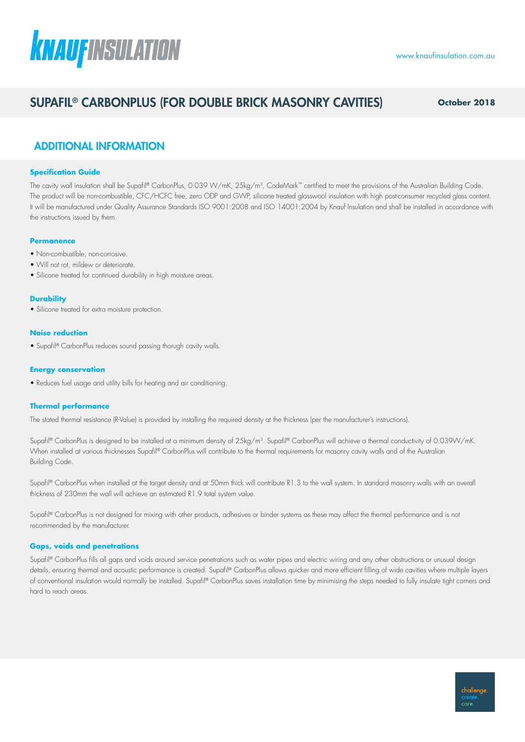## SUPAFIL® CARBONPLUS (FOR DOUBLE BRICK MASONRY CAVITIES)

October 2018

## ADDITIONAL INFORMATION

### Specification Guide

The cavity wall insulation shall be Supafil® CarbonPlus, 0.039 W/mK, 25kg/m³, CodeMark™ certified to meet the provisions of the Australian Building Code. The product will be non-combustible, CFC/HCFC free, zero ODP and GWP, silicone treated glasswool insulation with high post-consumer recycled glass content. It will be manufactured under Quality Assurance Standards ISO 9001:2008 and ISO 14001:2004 by Knauf Insulation and shall be installed in accordance with the instructions issued by them.

### Permanence

- Non-combustible, non-corrosive.
- Will not rot, mildew or deteriorate.
- Silicone treated for continued durability in high moisture areas.

### Durability

- Silicone treated for extra moisture protection.

### Noise reduction

- Supafil® CarbonPlus reduces sound passing thorugh cavity walls.

### Energy conservation

- Reduces fuel usage and utility bills for heating and air conditioning.

### Thermal performance

The stated thermal resistance (R-Value) is provided by installing the required density at the thickness (per the manufacturer's instructions).

Supafil® CarbonPlus is designed to be installed at a minimum density of 25kg/m³. Supafil® CarbonPlus will achieve a thermal conductivity of 0.039W/mK. When installed at various thicknesses Supafil® CarbonPlus will contribute to the thermal requirements for masonry cavity walls and of the Australian Building Code.

Supafil® CarbonPlus when installed at the target density and at 50mm thick will contribute R1.3 to the wall system. In standard masonry walls with an overall thickness of 230mm the wall will achieve an estimated R1.9 total system value.

Supafil® CarbonPlus is not designed for mixing with other products, adhesives or binder systems as these may affect the thermal performance and is not recommended by the manufacturer.

### Gaps, voids and penetrations

Supafil® CarbonPlus fills all gaps and voids around service penetrations such as water pipes and electric wiring and any other obstructions or unusual design details, ensuring thermal and acoustic performance is created. Supafil® CarbonPlus allows quicker and more efficient filling of wide cavities where multiple layers of conventional insulation would normally be installed. Supafil® CarbonPlus saves installation time by minimising the steps needed to fully insulate tight corners and hard to reach areas.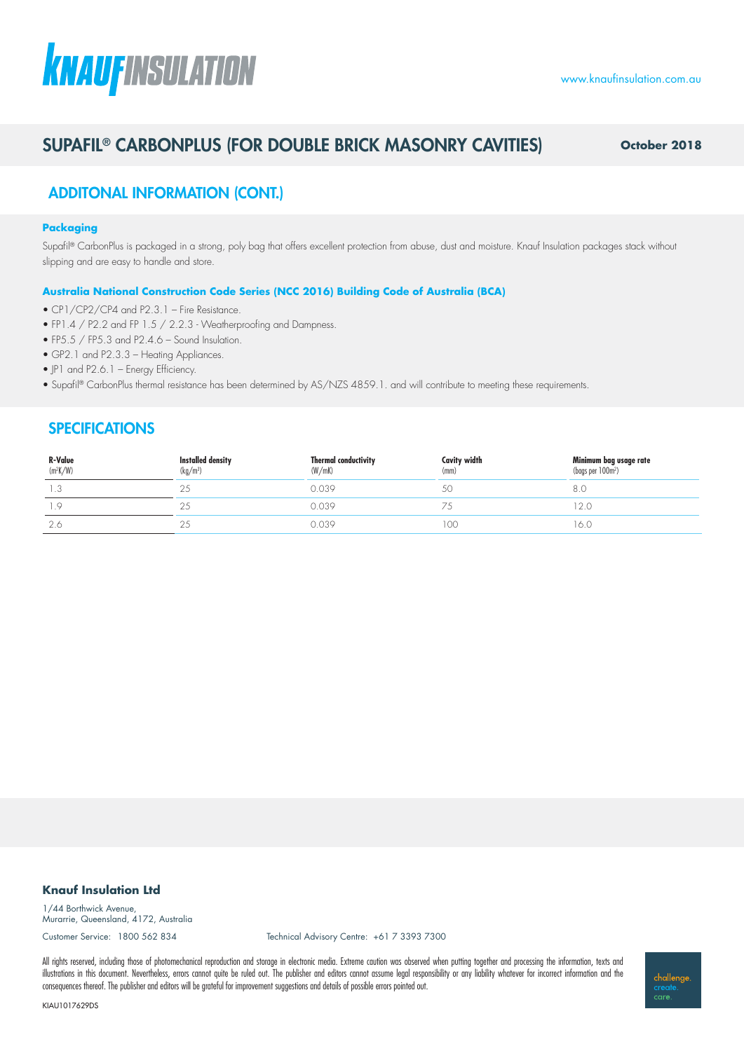# SUPAFIL® CARBONPLUS (FOR DOUBLE BRICK MASONRY CAVITIES)

October 2018

## ADDITONAL INFORMATION (CONT.)

### Packaging

Supafil® CarbonPlus is packaged in a strong, poly bag that offers excellent protection from abuse, dust and moisture. Knauf Insulation packages stack without slipping and are easy to handle and store.

### Australia National Construction Code Series (NCC 2016) Building Code of Australia (BCA)

- CP1/CP2/CP4 and P2.3.1 – Fire Resistance.
- FP1.4 / P2.2 and FP 1.5 / 2.2.3 - Weatherproofing and Dampness.
- FP5.5 / FP5.3 and P2.4.6 – Sound Insulation.
- GP2.1 and P2.3.3 – Heating Appliances.
- JP1 and P2.6.1 – Energy Efficiency.
- Supafil® CarbonPlus thermal resistance has been determined by AS/NZS 4859.1. and will contribute to meeting these requirements.

## SPECIFICATIONS

| R-Value ($m^2K/W$) | Installed density ($kg/m^3$) | Thermal conductivity (W/mK) | Cavity width (mm) | Minimum bag usage rate (bags per $100m^2$) |
|---|---|---|---|---|
| 1.3 | 25 | 0.039 | 50 | 8.0 |
| 1.9 | 25 | 0.039 | 75 | 12.0 |
| 2.6 | 25 | 0.039 | 100 | 16.0 |

**Knauf Insulation Ltd**

1/44 Borthwick Avenue,
Murarrie, Queensland, 4172, Australia

Customer Service: 1800 562 834

Technical Advisory Centre: +61 7 3393 7300

All rights reserved, including those of photomechanical reproduction and storage in electronic media. Extreme caution was observed when putting together and processing the information, texts and illustrations in this document. Nevertheless, errors cannot quite be ruled out. The publisher and editors cannot assume legal responsibility or any liability whatever for incorrect information and the consequences thereof. The publisher and editors will be grateful for improvement suggestions and details of possible errors pointed out.

KIAU1017629DS